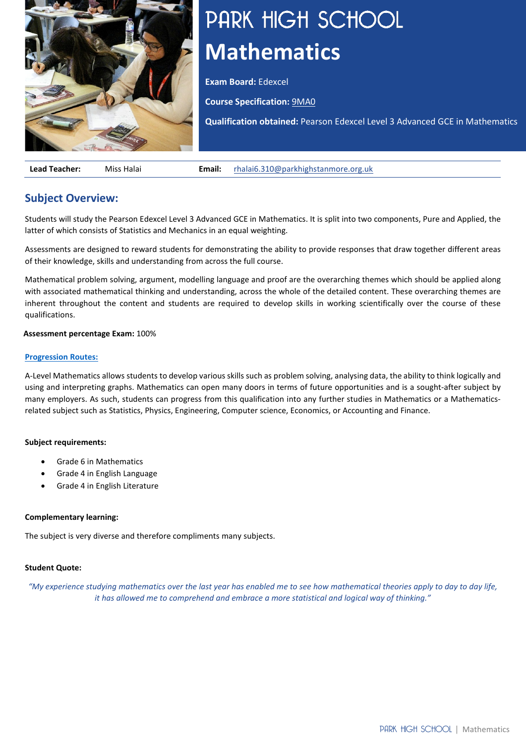# PARK HIGH SCHOOL

# Mathematics

**Exam Board:** Edexcel

**Course Specification:** 9MA0

**Qualification obtained:** Pearson Edexcel Level 3 Advanced GCE in Mathematics

| **Lead Teacher:** | Miss Halai | **Email:** | rhalai6.310@parkhighstanmore.org.uk |
|---|---|---|---|

## Subject Overview:

Students will study the Pearson Edexcel Level 3 Advanced GCE in Mathematics. It is split into two components, Pure and Applied, the latter of which consists of Statistics and Mechanics in an equal weighting.

Assessments are designed to reward students for demonstrating the ability to provide responses that draw together different areas of their knowledge, skills and understanding from across the full course.

Mathematical problem solving, argument, modelling language and proof are the overarching themes which should be applied along with associated mathematical thinking and understanding, across the whole of the detailed content. These overarching themes are inherent throughout the content and students are required to develop skills in working scientifically over the course of these qualifications.

**Assessment percentage Exam:** 100%

**Progression Routes:**

A-Level Mathematics allows students to develop various skills such as problem solving, analysing data, the ability to think logically and using and interpreting graphs. Mathematics can open many doors in terms of future opportunities and is a sought-after subject by many employers. As such, students can progress from this qualification into any further studies in Mathematics or a Mathematics-related subject such as Statistics, Physics, Engineering, Computer science, Economics, or Accounting and Finance.

**Subject requirements:**

- Grade 6 in Mathematics
- Grade 4 in English Language
- Grade 4 in English Literature

**Complementary learning:**

The subject is very diverse and therefore compliments many subjects.

**Student Quote:**

*"My experience studying mathematics over the last year has enabled me to see how mathematical theories apply to day to day life, it has allowed me to comprehend and embrace a more statistical and logical way of thinking."*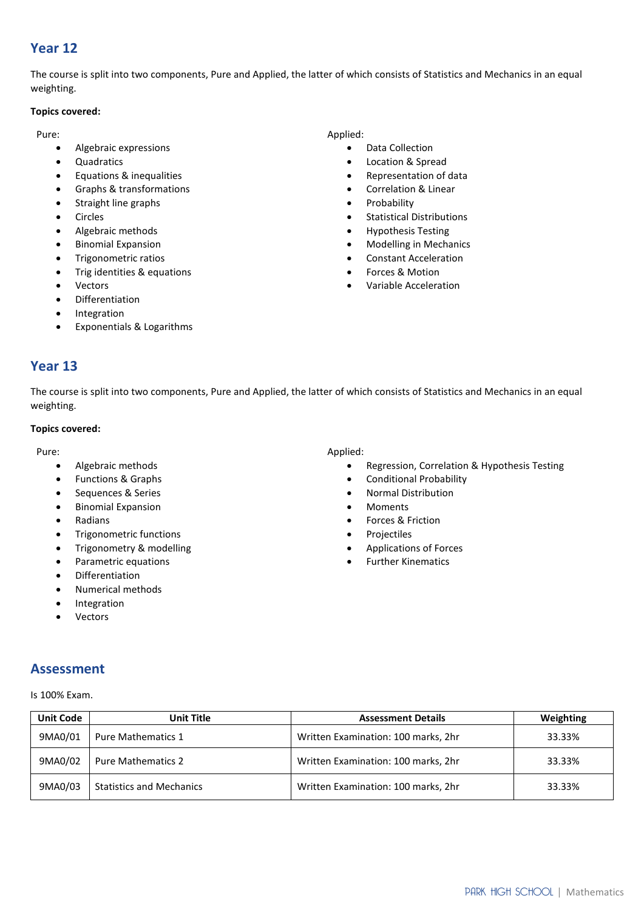## Year 12

The course is split into two components, Pure and Applied, the latter of which consists of Statistics and Mechanics in an equal weighting.

**Topics covered:**

Pure:

- Algebraic expressions
- Quadratics
- Equations & inequalities
- Graphs & transformations
- Straight line graphs
- Circles
- Algebraic methods
- Binomial Expansion
- Trigonometric ratios
- Trig identities & equations
- Vectors
- Differentiation
- Integration
- Exponentials & Logarithms

Applied:

- Data Collection
- Location & Spread
- Representation of data
- Correlation & Linear
- Probability
- Statistical Distributions
- Hypothesis Testing
- Modelling in Mechanics
- Constant Acceleration
- Forces & Motion
- Variable Acceleration

## Year 13

The course is split into two components, Pure and Applied, the latter of which consists of Statistics and Mechanics in an equal weighting.

**Topics covered:**

Pure:

- Algebraic methods
- Functions & Graphs
- Sequences & Series
- Binomial Expansion
- Radians
- Trigonometric functions
- Trigonometry & modelling
- Parametric equations
- Differentiation
- Numerical methods
- Integration
- Vectors

Applied:

- Regression, Correlation & Hypothesis Testing
- Conditional Probability
- Normal Distribution
- Moments
- Forces & Friction
- Projectiles
- Applications of Forces
- Further Kinematics

## Assessment

Is 100% Exam.

| Unit Code | Unit Title | Assessment Details | Weighting |
|---|---|---|---|
| 9MA0/01 | Pure Mathematics 1 | Written Examination: 100 marks, 2hr | 33.33% |
| 9MA0/02 | Pure Mathematics 2 | Written Examination: 100 marks, 2hr | 33.33% |
| 9MA0/03 | Statistics and Mechanics | Written Examination: 100 marks, 2hr | 33.33% |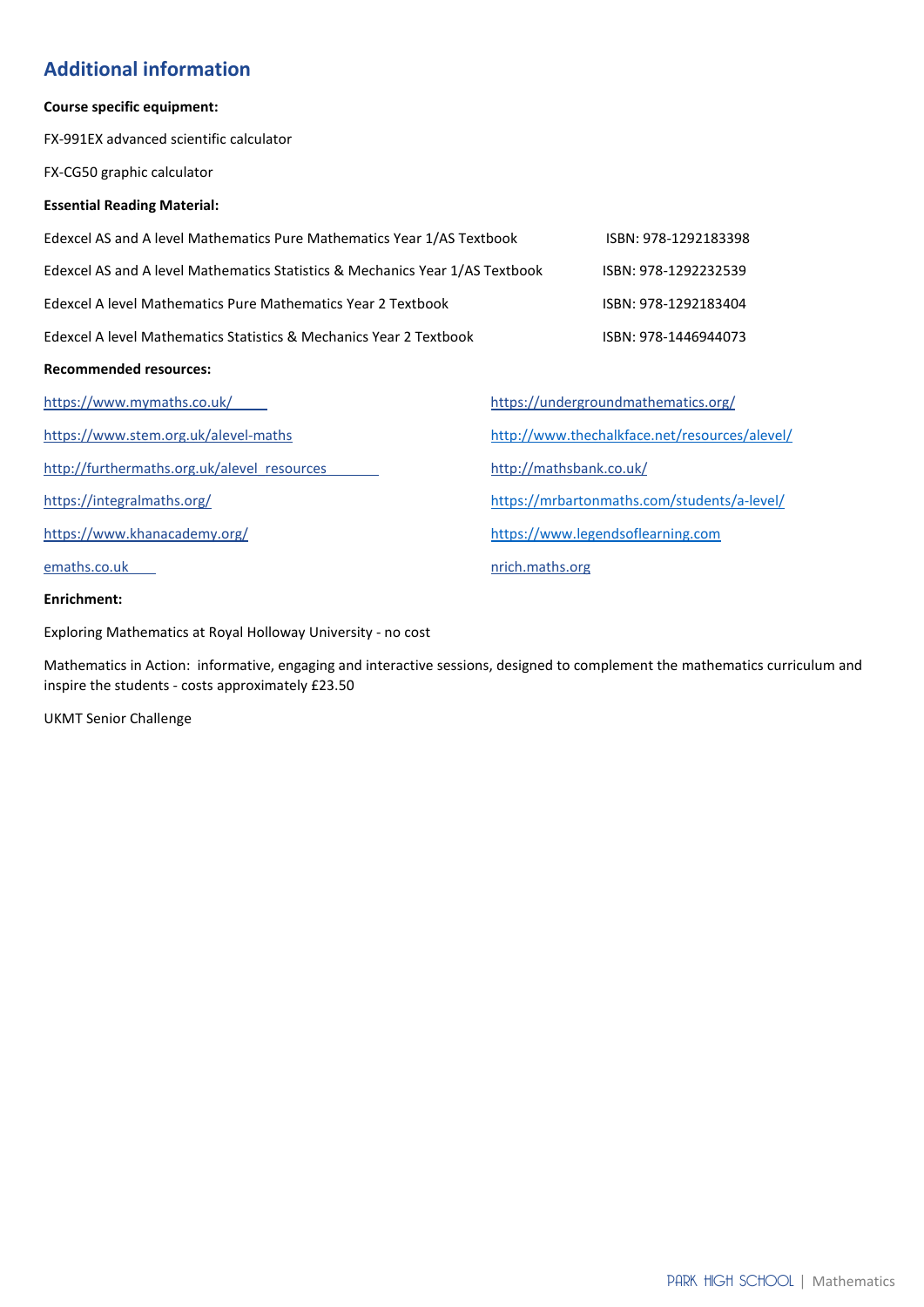## Additional information

**Course specific equipment:**

FX-991EX advanced scientific calculator

FX-CG50 graphic calculator

**Essential Reading Material:**

| | |
|---|---|
| Edexcel AS and A level Mathematics Pure Mathematics Year 1/AS Textbook | ISBN: 978-1292183398 |
| Edexcel AS and A level Mathematics Statistics & Mechanics Year 1/AS Textbook | ISBN: 978-1292232539 |
| Edexcel A level Mathematics Pure Mathematics Year 2 Textbook | ISBN: 978-1292183404 |
| Edexcel A level Mathematics Statistics & Mechanics Year 2 Textbook | ISBN: 978-1446944073 |

**Recommended resources:**

https://www.mymaths.co.uk/

https://www.stem.org.uk/alevel-maths

http://furthermaths.org.uk/alevel_resources

https://integralmaths.org/

https://www.khanacademy.org/

emaths.co.uk

https://undergroundmathematics.org/

http://www.thechalkface.net/resources/alevel/

http://mathsbank.co.uk/

https://mrbartonmaths.com/students/a-level/

https://www.legendsoflearning.com

nrich.maths.org

**Enrichment:**

Exploring Mathematics at Royal Holloway University - no cost

Mathematics in Action: informative, engaging and interactive sessions, designed to complement the mathematics curriculum and inspire the students - costs approximately £23.50

UKMT Senior Challenge